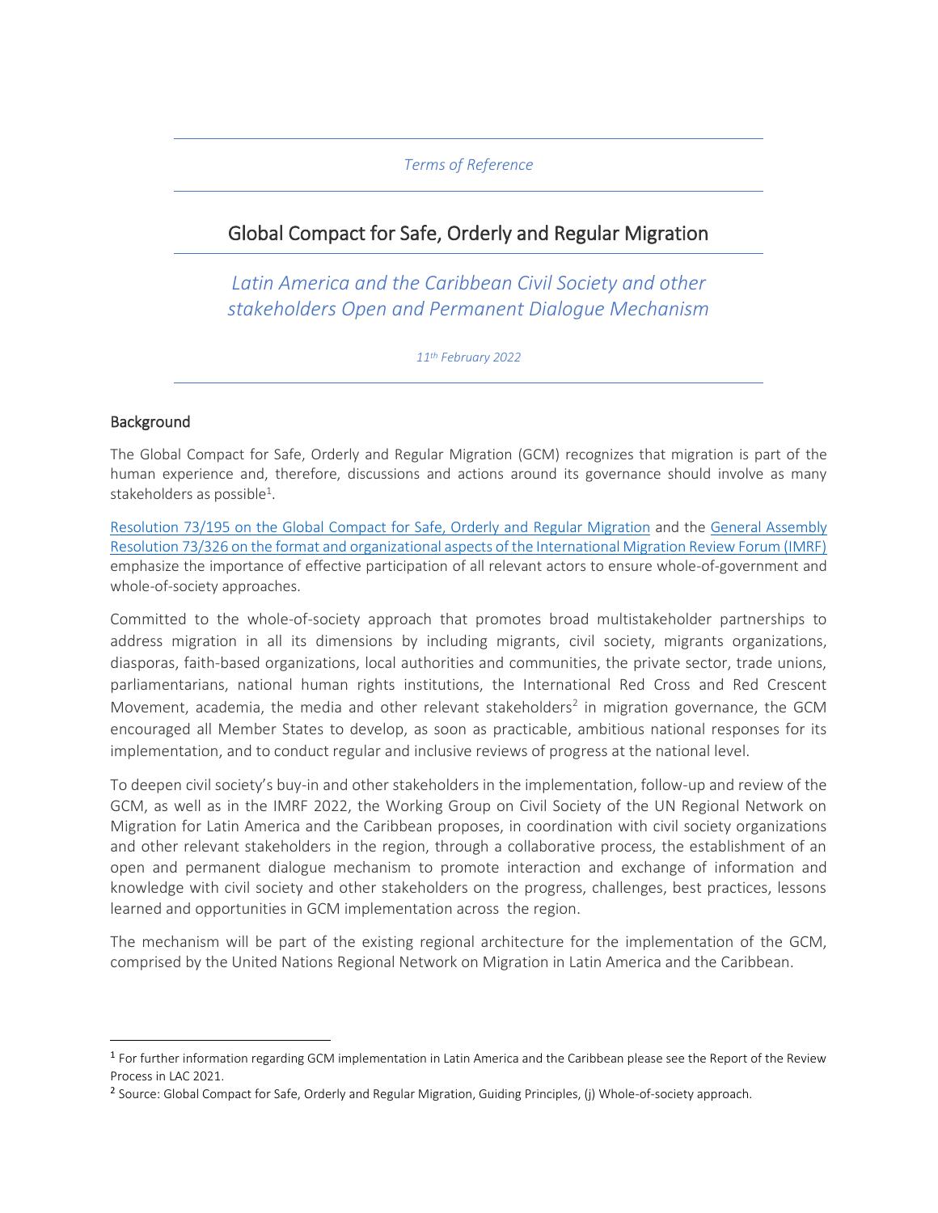*Terms of Reference*

# Global Compact for Safe, Orderly and Regular Migration

*Latin America and the Caribbean Civil Society and other stakeholders Open and Permanent Dialogue Mechanism*

*11th February 2022*

## Background

The Global Compact for Safe, Orderly and Regular Migration (GCM) recognizes that migration is part of the human experience and, therefore, discussions and actions around its governance should involve as many stakeholders as possible[1].

Resolution 73/195 on the Global Compact for Safe, Orderly and Regular Migration and the General Assembly Resolution 73/326 on the format and organizational aspects of the International Migration Review Forum (IMRF) emphasize the importance of effective participation of all relevant actors to ensure whole-of-government and whole-of-society approaches.

Committed to the whole-of-society approach that promotes broad multistakeholder partnerships to address migration in all its dimensions by including migrants, civil society, migrants organizations, diasporas, faith-based organizations, local authorities and communities, the private sector, trade unions, parliamentarians, national human rights institutions, the International Red Cross and Red Crescent Movement, academia, the media and other relevant stakeholders[2] in migration governance, the GCM encouraged all Member States to develop, as soon as practicable, ambitious national responses for its implementation, and to conduct regular and inclusive reviews of progress at the national level.

To deepen civil society's buy-in and other stakeholders in the implementation, follow-up and review of the GCM, as well as in the IMRF 2022, the Working Group on Civil Society of the UN Regional Network on Migration for Latin America and the Caribbean proposes, in coordination with civil society organizations and other relevant stakeholders in the region, through a collaborative process, the establishment of an open and permanent dialogue mechanism to promote interaction and exchange of information and knowledge with civil society and other stakeholders on the progress, challenges, best practices, lessons learned and opportunities in GCM implementation across the region.

The mechanism will be part of the existing regional architecture for the implementation of the GCM, comprised by the United Nations Regional Network on Migration in Latin America and the Caribbean.

---

[1] For further information regarding GCM implementation in Latin America and the Caribbean please see the Report of the Review Process in LAC 2021.

[2] Source: Global Compact for Safe, Orderly and Regular Migration, Guiding Principles, (j) Whole-of-society approach.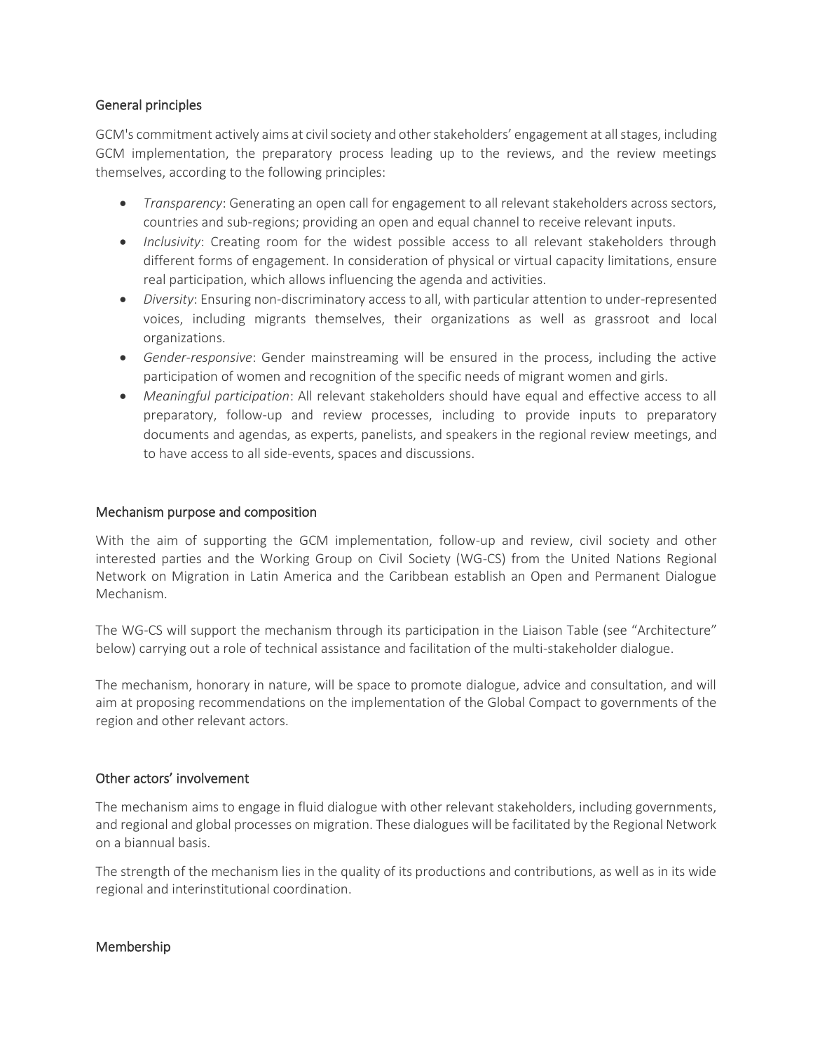## General principles

GCM's commitment actively aims at civil society and other stakeholders' engagement at all stages, including GCM implementation, the preparatory process leading up to the reviews, and the review meetings themselves, according to the following principles:

- *Transparency*: Generating an open call for engagement to all relevant stakeholders across sectors, countries and sub-regions; providing an open and equal channel to receive relevant inputs.
- *Inclusivity*: Creating room for the widest possible access to all relevant stakeholders through different forms of engagement. In consideration of physical or virtual capacity limitations, ensure real participation, which allows influencing the agenda and activities.
- *Diversity*: Ensuring non-discriminatory access to all, with particular attention to under-represented voices, including migrants themselves, their organizations as well as grassroot and local organizations.
- *Gender-responsive*: Gender mainstreaming will be ensured in the process, including the active participation of women and recognition of the specific needs of migrant women and girls.
- *Meaningful participation*: All relevant stakeholders should have equal and effective access to all preparatory, follow-up and review processes, including to provide inputs to preparatory documents and agendas, as experts, panelists, and speakers in the regional review meetings, and to have access to all side-events, spaces and discussions.

## Mechanism purpose and composition

With the aim of supporting the GCM implementation, follow-up and review, civil society and other interested parties and the Working Group on Civil Society (WG-CS) from the United Nations Regional Network on Migration in Latin America and the Caribbean establish an Open and Permanent Dialogue Mechanism.

The WG-CS will support the mechanism through its participation in the Liaison Table (see "Architecture" below) carrying out a role of technical assistance and facilitation of the multi-stakeholder dialogue.

The mechanism, honorary in nature, will be space to promote dialogue, advice and consultation, and will aim at proposing recommendations on the implementation of the Global Compact to governments of the region and other relevant actors.

## Other actors' involvement

The mechanism aims to engage in fluid dialogue with other relevant stakeholders, including governments, and regional and global processes on migration. These dialogues will be facilitated by the Regional Network on a biannual basis.

The strength of the mechanism lies in the quality of its productions and contributions, as well as in its wide regional and interinstitutional coordination.

## Membership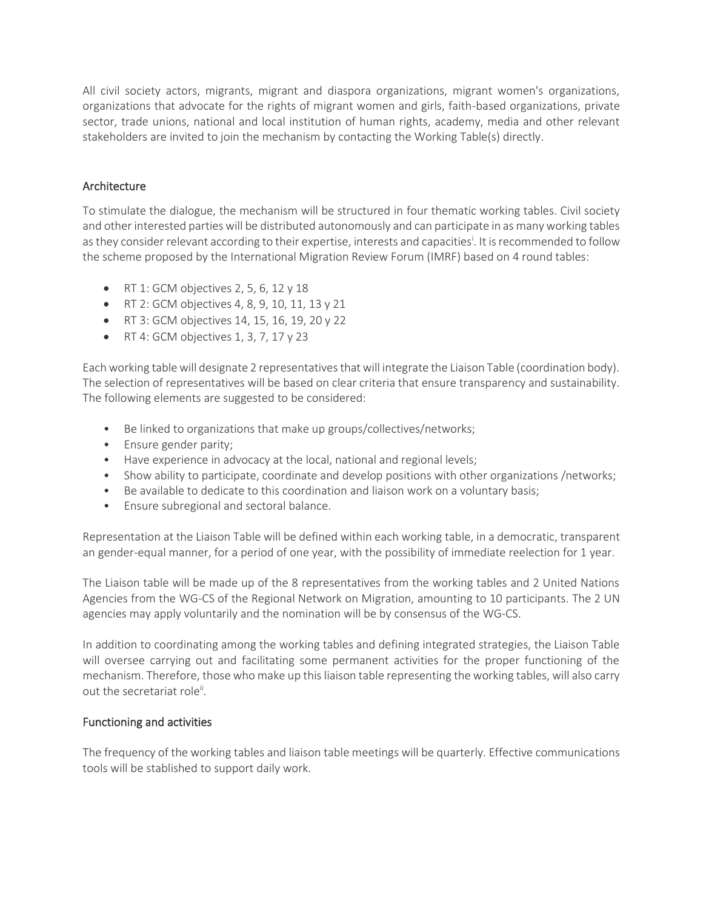All civil society actors, migrants, migrant and diaspora organizations, migrant women's organizations, organizations that advocate for the rights of migrant women and girls, faith-based organizations, private sector, trade unions, national and local institution of human rights, academy, media and other relevant stakeholders are invited to join the mechanism by contacting the Working Table(s) directly.

## Architecture

To stimulate the dialogue, the mechanism will be structured in four thematic working tables. Civil society and other interested parties will be distributed autonomously and can participate in as many working tables as they consider relevant according to their expertise, interests and capacities[i]. It is recommended to follow the scheme proposed by the International Migration Review Forum (IMRF) based on 4 round tables:

- RT 1: GCM objectives 2, 5, 6, 12 y 18
- RT 2: GCM objectives 4, 8, 9, 10, 11, 13 y 21
- RT 3: GCM objectives 14, 15, 16, 19, 20 y 22
- RT 4: GCM objectives 1, 3, 7, 17 y 23

Each working table will designate 2 representatives that will integrate the Liaison Table (coordination body). The selection of representatives will be based on clear criteria that ensure transparency and sustainability. The following elements are suggested to be considered:

- Be linked to organizations that make up groups/collectives/networks;
- Ensure gender parity;
- Have experience in advocacy at the local, national and regional levels;
- Show ability to participate, coordinate and develop positions with other organizations /networks;
- Be available to dedicate to this coordination and liaison work on a voluntary basis;
- Ensure subregional and sectoral balance.

Representation at the Liaison Table will be defined within each working table, in a democratic, transparent an gender-equal manner, for a period of one year, with the possibility of immediate reelection for 1 year.

The Liaison table will be made up of the 8 representatives from the working tables and 2 United Nations Agencies from the WG-CS of the Regional Network on Migration, amounting to 10 participants. The 2 UN agencies may apply voluntarily and the nomination will be by consensus of the WG-CS.

In addition to coordinating among the working tables and defining integrated strategies, the Liaison Table will oversee carrying out and facilitating some permanent activities for the proper functioning of the mechanism. Therefore, those who make up this liaison table representing the working tables, will also carry out the secretariat role[ii].

## Functioning and activities

The frequency of the working tables and liaison table meetings will be quarterly. Effective communications tools will be stablished to support daily work.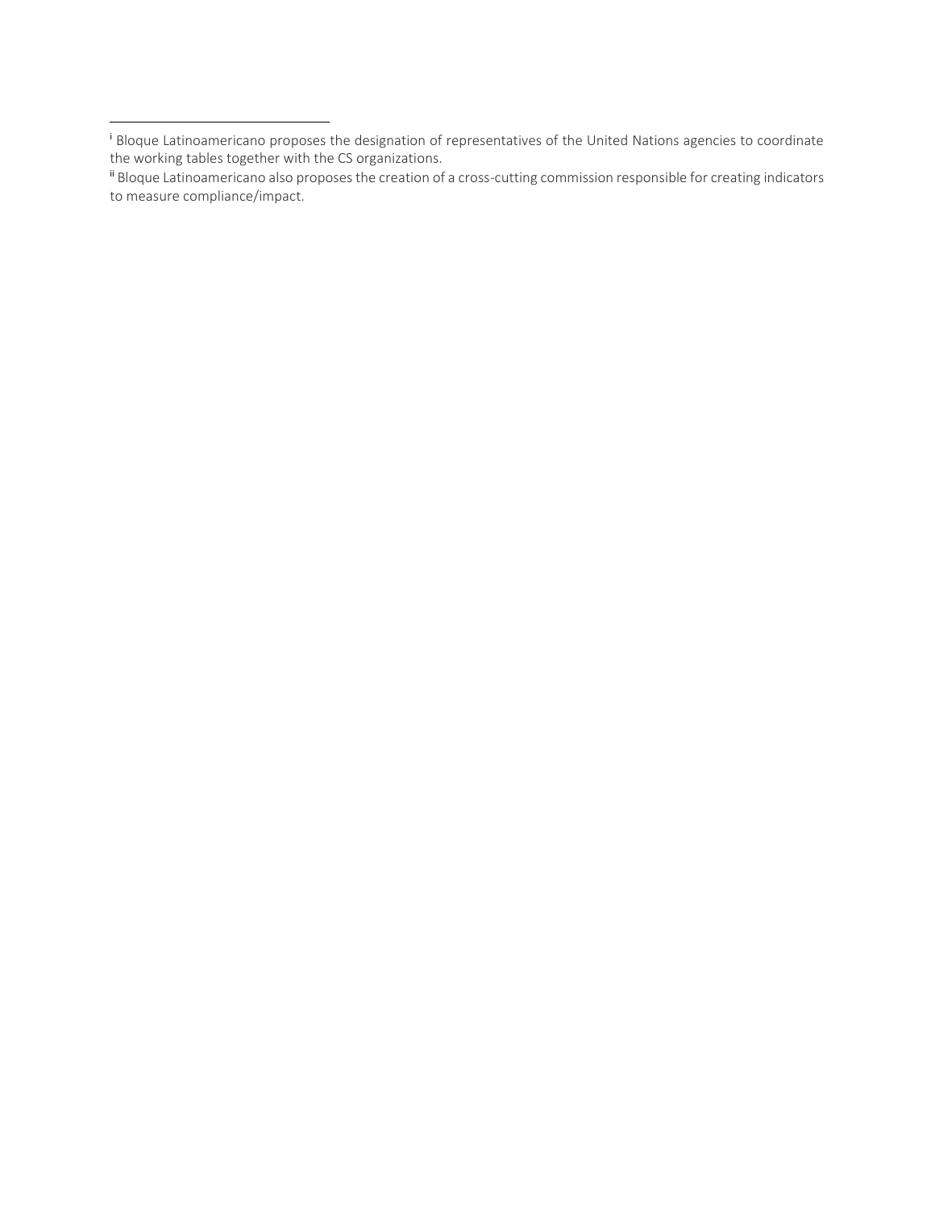[i] Bloque Latinoamericano proposes the designation of representatives of the United Nations agencies to coordinate the working tables together with the CS organizations.

[ii] Bloque Latinoamericano also proposes the creation of a cross-cutting commission responsible for creating indicators to measure compliance/impact.